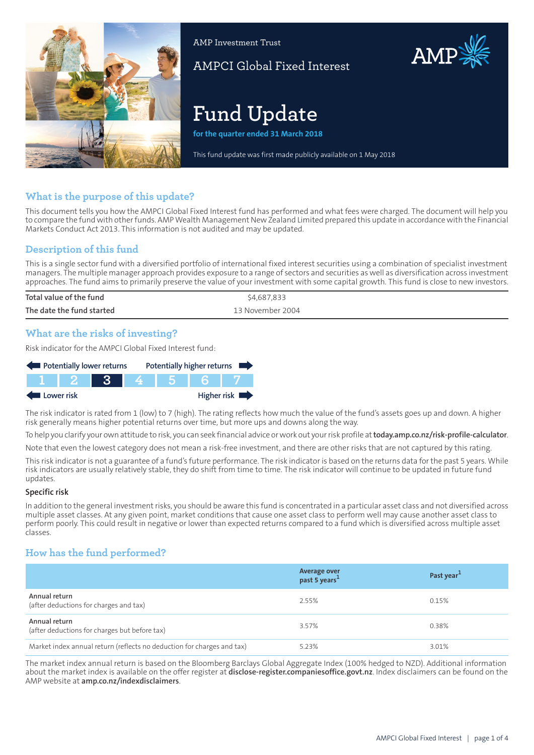AMP Investment Trust

AMPCI Global Fixed Interest

# Fund Update

**for the quarter ended 31 March 2018**

This fund update was first made publicly available on 1 May 2018

## What is the purpose of this update?

This document tells you how the AMPCI Global Fixed Interest fund has performed and what fees were charged. The document will help you to compare the fund with other funds. AMP Wealth Management New Zealand Limited prepared this update in accordance with the Financial Markets Conduct Act 2013. This information is not audited and may be updated.

## Description of this fund

This is a single sector fund with a diversified portfolio of international fixed interest securities using a combination of specialist investment managers. The multiple manager approach provides exposure to a range of sectors and securities as well as diversification across investment approaches. The fund aims to primarily preserve the value of your investment with some capital growth. This fund is close to new investors.

| | |
|---|---|
| Total value of the fund | $4,687,833 |
| The date the fund started | 13 November 2004 |

## What are the risks of investing?

Risk indicator for the AMPCI Global Fixed Interest fund:

Potentially lower returns — Potentially higher returns

| 1 | 2 | **3** | 4 | 5 | 6 | 7 |
|---|---|---|---|---|---|---|

Lower risk — Higher risk

The risk indicator is rated from 1 (low) to 7 (high). The rating reflects how much the value of the fund's assets goes up and down. A higher risk generally means higher potential returns over time, but more ups and downs along the way.

To help you clarify your own attitude to risk, you can seek financial advice or work out your risk profile at **today.amp.co.nz/risk-profile-calculator**.

Note that even the lowest category does not mean a risk-free investment, and there are other risks that are not captured by this rating.

This risk indicator is not a guarantee of a fund's future performance. The risk indicator is based on the returns data for the past 5 years. While risk indicators are usually relatively stable, they do shift from time to time. The risk indicator will continue to be updated in future fund updates.

### Specific risk

In addition to the general investment risks, you should be aware this fund is concentrated in a particular asset class and not diversified across multiple asset classes. At any given point, market conditions that cause one asset class to perform well may cause another asset class to perform poorly. This could result in negative or lower than expected returns compared to a fund which is diversified across multiple asset classes.

## How has the fund performed?

| | Average over past 5 years[1] | Past year[1] |
|---|---|---|
| **Annual return** (after deductions for charges and tax) | 2.55% | 0.15% |
| **Annual return** (after deductions for charges but before tax) | 3.57% | 0.38% |
| Market index annual return (reflects no deduction for charges and tax) | 5.23% | 3.01% |

The market index annual return is based on the Bloomberg Barclays Global Aggregate Index (100% hedged to NZD). Additional information about the market index is available on the offer register at **disclose-register.companiesoffice.govt.nz**. Index disclaimers can be found on the AMP website at **amp.co.nz/indexdisclaimers**.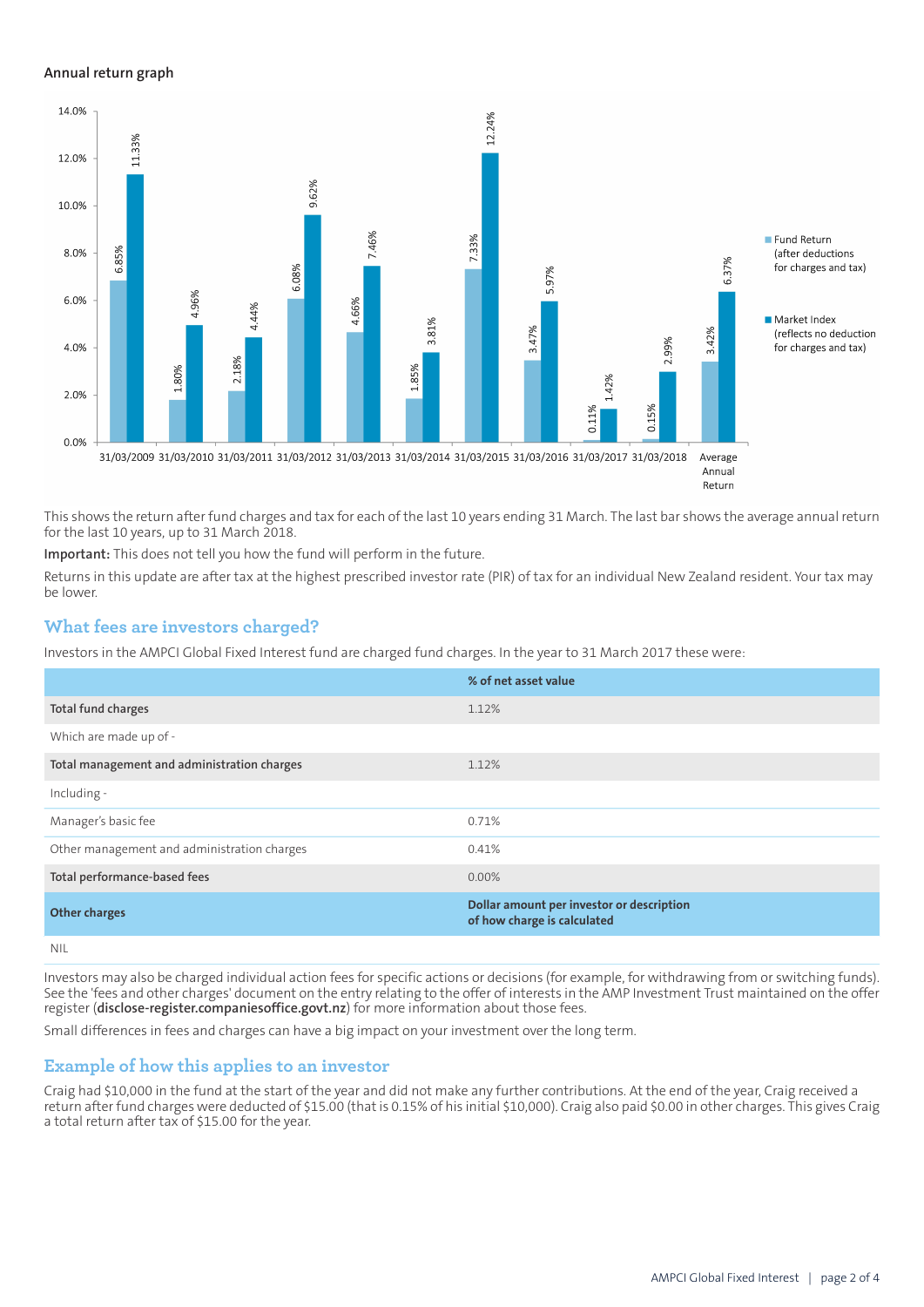### Annual return graph

| Year | Fund Return (after deductions for charges and tax) | Market Index (reflects no deduction for charges and tax) |
|---|---|---|
| 31/03/2009 | 6.85% | 11.33% |
| 31/03/2010 | 1.80% | 4.96% |
| 31/03/2011 | 2.18% | 4.44% |
| 31/03/2012 | 6.08% | 9.62% |
| 31/03/2013 | 4.66% | 7.46% |
| 31/03/2014 | 1.85% | 3.81% |
| 31/03/2015 | 7.33% | 12.24% |
| 31/03/2016 | 3.47% | 5.97% |
| 31/03/2017 | 0.11% | 1.42% |
| 31/03/2018 | 0.15% | 2.99% |
| Average Annual Return | 3.42% | 6.37% |

This shows the return after fund charges and tax for each of the last 10 years ending 31 March. The last bar shows the average annual return for the last 10 years, up to 31 March 2018.

**Important:** This does not tell you how the fund will perform in the future.

Returns in this update are after tax at the highest prescribed investor rate (PIR) of tax for an individual New Zealand resident. Your tax may be lower.

## What fees are investors charged?

Investors in the AMPCI Global Fixed Interest fund are charged fund charges. In the year to 31 March 2017 these were:

| | % of net asset value |
|---|---|
| **Total fund charges** | 1.12% |
| Which are made up of - | |
| **Total management and administration charges** | 1.12% |
| Including - | |
| Manager's basic fee | 0.71% |
| Other management and administration charges | 0.41% |
| **Total performance-based fees** | 0.00% |
| **Other charges** | **Dollar amount per investor or description of how charge is calculated** |
| NIL | |

Investors may also be charged individual action fees for specific actions or decisions (for example, for withdrawing from or switching funds). See the 'fees and other charges' document on the entry relating to the offer of interests in the AMP Investment Trust maintained on the offer register (**disclose-register.companiesoffice.govt.nz**) for more information about those fees.

Small differences in fees and charges can have a big impact on your investment over the long term.

## Example of how this applies to an investor

Craig had $10,000 in the fund at the start of the year and did not make any further contributions. At the end of the year, Craig received a return after fund charges were deducted of $15.00 (that is 0.15% of his initial $10,000). Craig also paid $0.00 in other charges. This gives Craig a total return after tax of $15.00 for the year.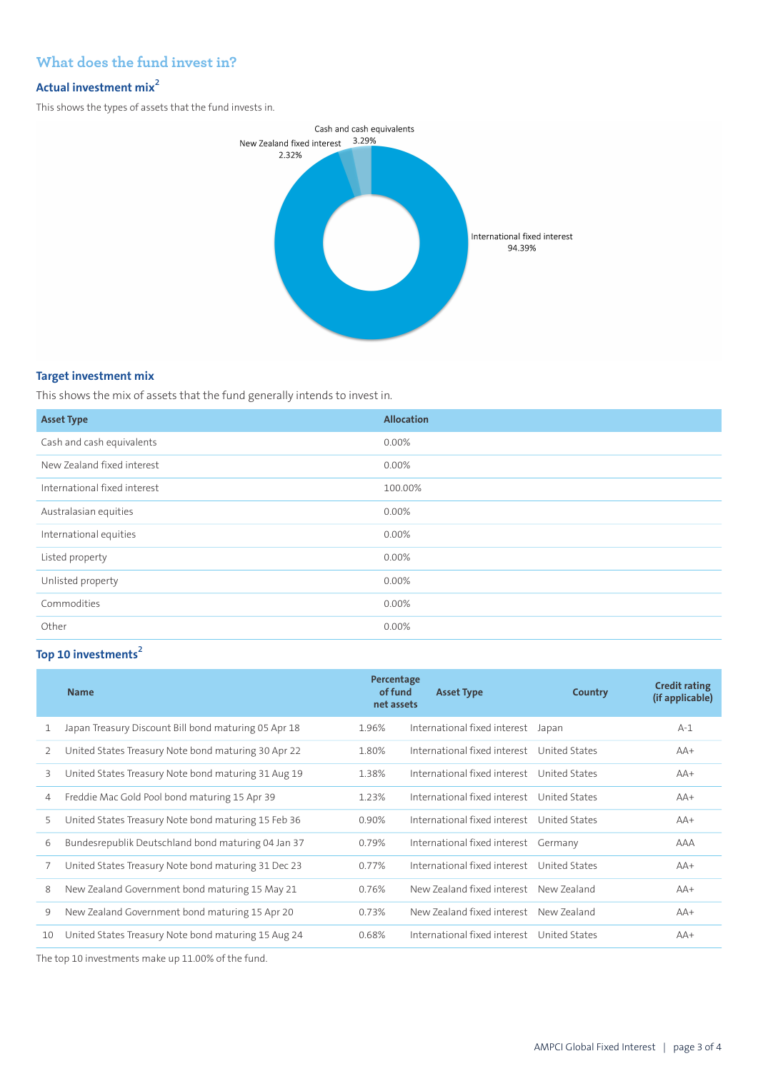## What does the fund invest in?

### Actual investment mix[2]

This shows the types of assets that the fund invests in.

Cash and cash equivalents 3.29%

New Zealand fixed interest 2.32%

International fixed interest 94.39%

### Target investment mix

This shows the mix of assets that the fund generally intends to invest in.

| Asset Type | Allocation |
|---|---|
| Cash and cash equivalents | 0.00% |
| New Zealand fixed interest | 0.00% |
| International fixed interest | 100.00% |
| Australasian equities | 0.00% |
| International equities | 0.00% |
| Listed property | 0.00% |
| Unlisted property | 0.00% |
| Commodities | 0.00% |
| Other | 0.00% |

### Top 10 investments[2]

| | Name | Percentage of fund net assets | Asset Type | Country | Credit rating (if applicable) |
|---|---|---|---|---|---|
| 1 | Japan Treasury Discount Bill bond maturing 05 Apr 18 | 1.96% | International fixed interest | Japan | A-1 |
| 2 | United States Treasury Note bond maturing 30 Apr 22 | 1.80% | International fixed interest | United States | AA+ |
| 3 | United States Treasury Note bond maturing 31 Aug 19 | 1.38% | International fixed interest | United States | AA+ |
| 4 | Freddie Mac Gold Pool bond maturing 15 Apr 39 | 1.23% | International fixed interest | United States | AA+ |
| 5 | United States Treasury Note bond maturing 15 Feb 36 | 0.90% | International fixed interest | United States | AA+ |
| 6 | Bundesrepublik Deutschland bond maturing 04 Jan 37 | 0.79% | International fixed interest | Germany | AAA |
| 7 | United States Treasury Note bond maturing 31 Dec 23 | 0.77% | International fixed interest | United States | AA+ |
| 8 | New Zealand Government bond maturing 15 May 21 | 0.76% | New Zealand fixed interest | New Zealand | AA+ |
| 9 | New Zealand Government bond maturing 15 Apr 20 | 0.73% | New Zealand fixed interest | New Zealand | AA+ |
| 10 | United States Treasury Note bond maturing 15 Aug 24 | 0.68% | International fixed interest | United States | AA+ |

The top 10 investments make up 11.00% of the fund.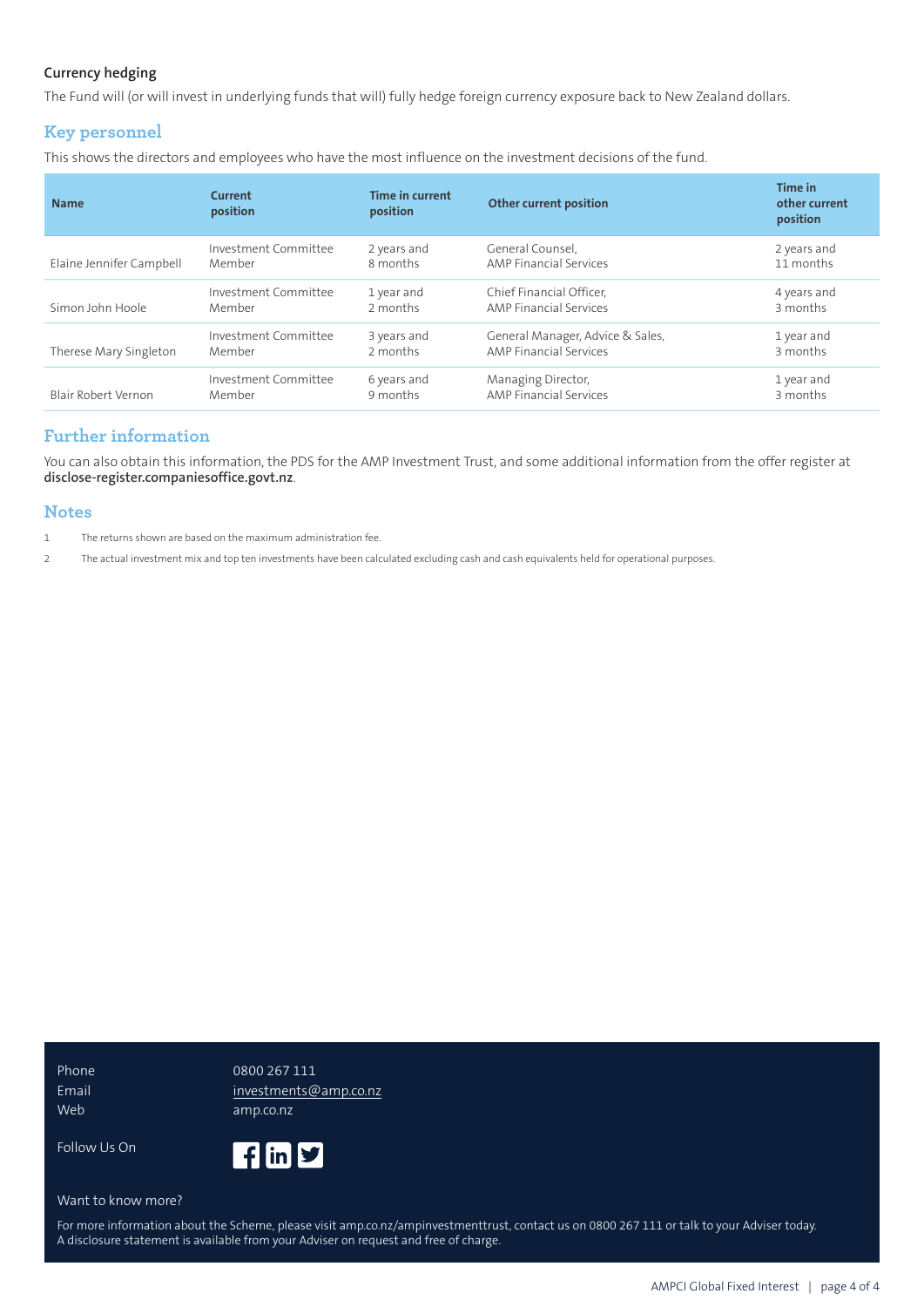**Currency hedging**

The Fund will (or will invest in underlying funds that will) fully hedge foreign currency exposure back to New Zealand dollars.

## Key personnel

This shows the directors and employees who have the most influence on the investment decisions of the fund.

| Name | Current position | Time in current position | Other current position | Time in other current position |
|---|---|---|---|---|
| Elaine Jennifer Campbell | Investment Committee Member | 2 years and 8 months | General Counsel, AMP Financial Services | 2 years and 11 months |
| Simon John Hoole | Investment Committee Member | 1 year and 2 months | Chief Financial Officer, AMP Financial Services | 4 years and 3 months |
| Therese Mary Singleton | Investment Committee Member | 3 years and 2 months | General Manager, Advice & Sales, AMP Financial Services | 1 year and 3 months |
| Blair Robert Vernon | Investment Committee Member | 6 years and 9 months | Managing Director, AMP Financial Services | 1 year and 3 months |

## Further information

You can also obtain this information, the PDS for the AMP Investment Trust, and some additional information from the offer register at **disclose-register.companiesoffice.govt.nz**.

## Notes

1 The returns shown are based on the maximum administration fee.

2 The actual investment mix and top ten investments have been calculated excluding cash and cash equivalents held for operational purposes.

Phone 0800 267 111
Email investments@amp.co.nz
Web amp.co.nz

Follow Us On

Want to know more?

For more information about the Scheme, please visit amp.co.nz/ampinvestmenttrust, contact us on 0800 267 111 or talk to your Adviser today.
A disclosure statement is available from your Adviser on request and free of charge.